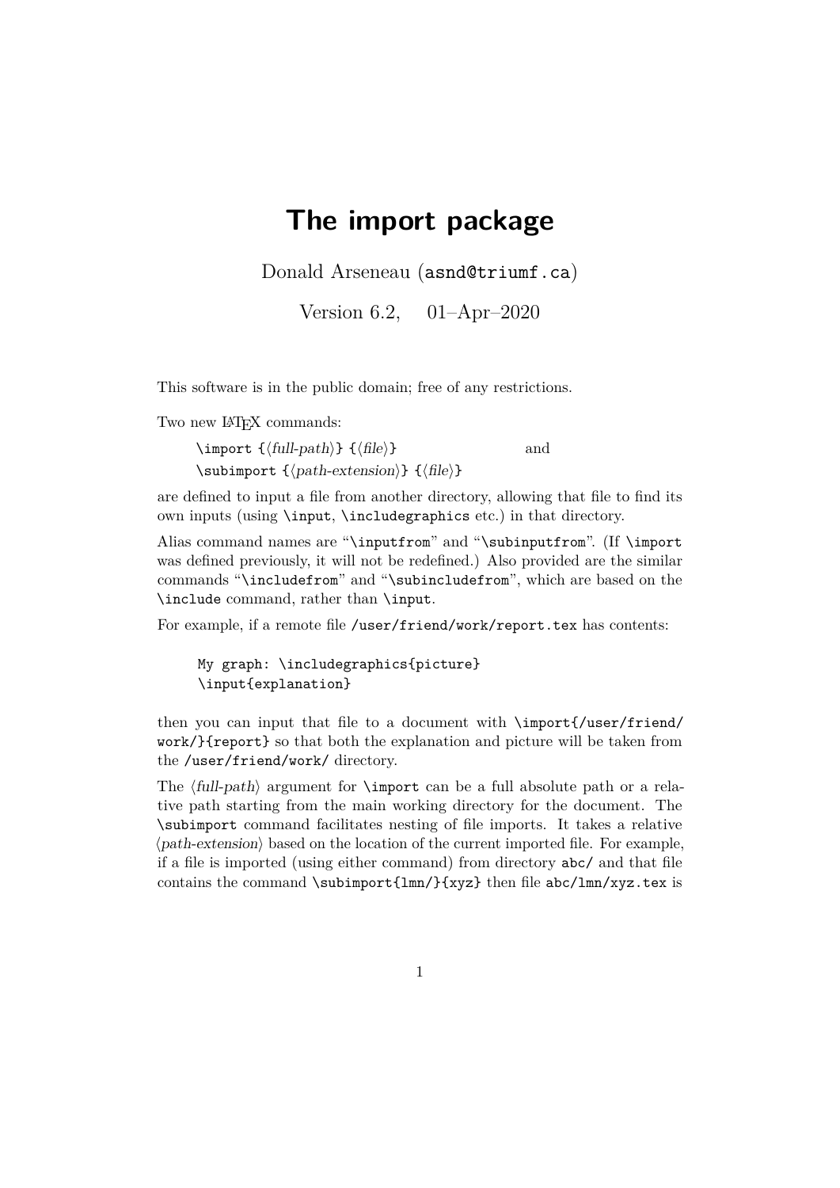# The import package

Donald Arseneau (`asnd@triumf.ca`)

Version 6.2, 01–Apr–2020

This software is in the public domain; free of any restrictions.

Two new LaTeX commands:

`\import {`⟨*full-path*⟩`} {`⟨*file*⟩`}` and
`\subimport {`⟨*path-extension*⟩`} {`⟨*file*⟩`}`

are defined to input a file from another directory, allowing that file to find its own inputs (using `\input`, `\includegraphics` etc.) in that directory.

Alias command names are "`\inputfrom`" and "`\subinputfrom`". (If `\import` was defined previously, it will not be redefined.) Also provided are the similar commands "`\includefrom`" and "`\subincludefrom`", which are based on the `\include` command, rather than `\input`.

For example, if a remote file `/user/friend/work/report.tex` has contents:

```
My graph: \includegraphics{picture}
\input{explanation}
```

then you can input that file to a document with `\import{/user/friend/work/}{report}` so that both the explanation and picture will be taken from the `/user/friend/work/` directory.

The ⟨*full-path*⟩ argument for `\import` can be a full absolute path or a relative path starting from the main working directory for the document. The `\subimport` command facilitates nesting of file imports. It takes a relative ⟨*path-extension*⟩ based on the location of the current imported file. For example, if a file is imported (using either command) from directory `abc/` and that file contains the command `\subimport{lmn/}{xyz}` then file `abc/lmn/xyz.tex` is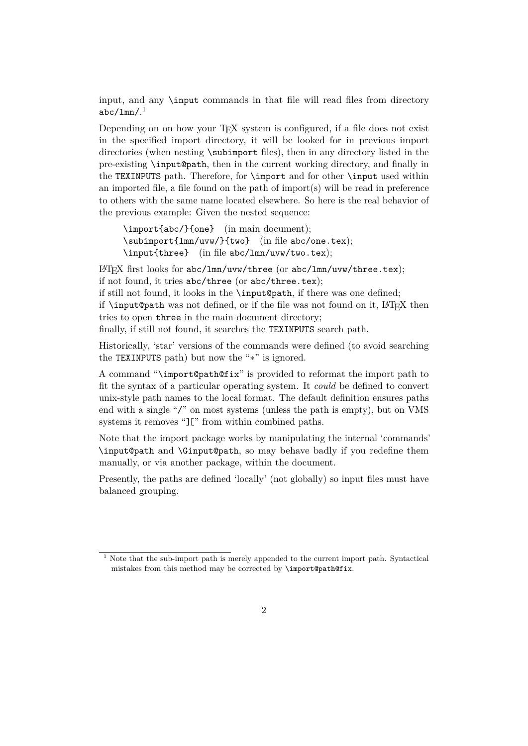input, and any `\input` commands in that file will read files from directory `abc/lmn/`.[1]

Depending on on how your TeX system is configured, if a file does not exist in the specified import directory, it will be looked for in previous import directories (when nesting `\subimport` files), then in any directory listed in the pre-existing `\input@path`, then in the current working directory, and finally in the `TEXINPUTS` path. Therefore, for `\import` and for other `\input` used within an imported file, a file found on the path of import(s) will be read in preference to others with the same name located elsewhere. So here is the real behavior of the previous example: Given the nested sequence:

> `\import{abc/}{one}` (in main document);
> `\subimport{lmn/uvw/}{two}` (in file `abc/one.tex`);
> `\input{three}` (in file `abc/lmn/uvw/two.tex`);

LaTeX first looks for `abc/lmn/uvw/three` (or `abc/lmn/uvw/three.tex`);
if not found, it tries `abc/three` (or `abc/three.tex`);
if still not found, it looks in the `\input@path`, if there was one defined;
if `\input@path` was not defined, or if the file was not found on it, LaTeX then tries to open `three` in the main document directory;
finally, if still not found, it searches the `TEXINPUTS` search path.

Historically, 'star' versions of the commands were defined (to avoid searching the `TEXINPUTS` path) but now the "*" is ignored.

A command "`\import@path@fix`" is provided to reformat the import path to fit the syntax of a particular operating system. It *could* be defined to convert unix-style path names to the local format. The default definition ensures paths end with a single "`/`" on most systems (unless the path is empty), but on VMS systems it removes "`][`" from within combined paths.

Note that the import package works by manipulating the internal 'commands' `\input@path` and `\Ginput@path`, so may behave badly if you redefine them manually, or via another package, within the document.

Presently, the paths are defined 'locally' (not globally) so input files must have balanced grouping.

---

[1] Note that the sub-import path is merely appended to the current import path. Syntactical mistakes from this method may be corrected by `\import@path@fix`.